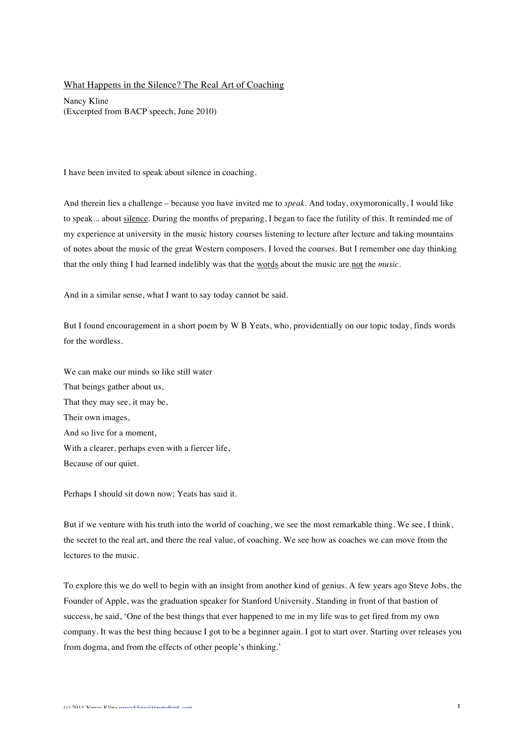<u>What Happens in the Silence? The Real Art of Coaching</u>

Nancy Kline
(Excerpted from BACP speech, June 2010)

I have been invited to speak about silence in coaching.

And therein lies a challenge – because you have invited me to *speak*. And today, oxymoronically, I would like to speak... about <u>silence</u>. During the months of preparing, I began to face the futility of this. It reminded me of my experience at university in the music history courses listening to lecture after lecture and taking mountains of notes about the music of the great Western composers. I loved the courses. But I remember one day thinking that the only thing I had learned indelibly was that the <u>words</u> about the music are <u>not</u> the *music*.

And in a similar sense, what I want to say today cannot be said.

But I found encouragement in a short poem by W B Yeats, who, providentially on our topic today, finds words for the wordless.

We can make our minds so like still water
That beings gather about us,
That they may see, it may be,
Their own images,
And so live for a moment,
With a clearer, perhaps even with a fiercer life,
Because of our quiet.

Perhaps I should sit down now; Yeats has said it.

But if we venture with his truth into the world of coaching, we see the most remarkable thing. We see, I think, the secret to the real art, and there the real value, of coaching. We see how as coaches we can move from the lectures to the music.

To explore this we do well to begin with an insight from another kind of genius. A few years ago Steve Jobs, the Founder of Apple, was the graduation speaker for Stanford University. Standing in front of that bastion of success, he said, 'One of the best things that ever happened to me in my life was to get fired from my own company. It was the best thing because I got to be a beginner again. I got to start over. Starting over releases you from dogma, and from the effects of other people's thinking.'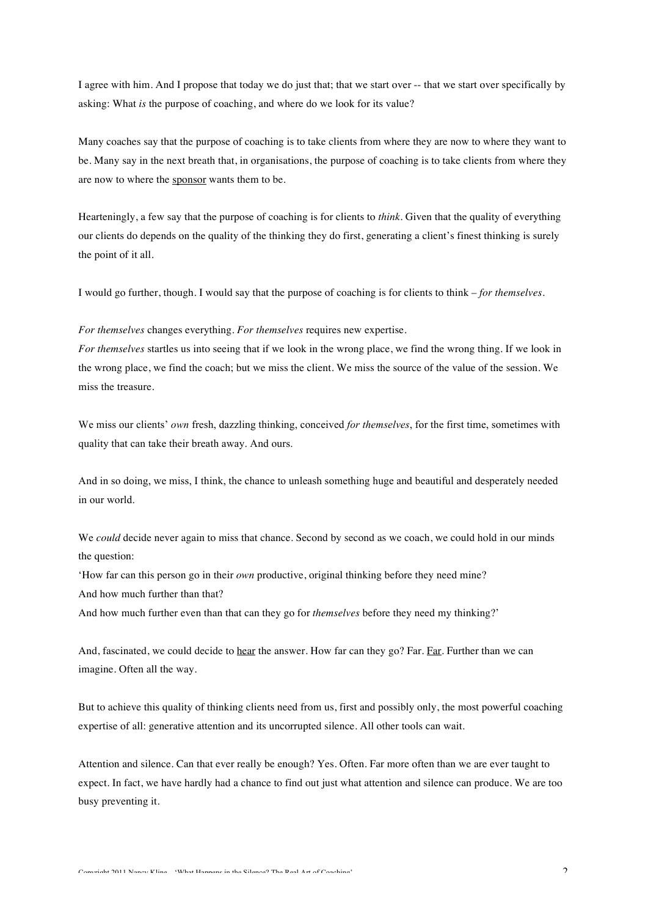I agree with him. And I propose that today we do just that; that we start over -- that we start over specifically by asking: What *is* the purpose of coaching, and where do we look for its value?

Many coaches say that the purpose of coaching is to take clients from where they are now to where they want to be. Many say in the next breath that, in organisations, the purpose of coaching is to take clients from where they are now to where the <u>sponsor</u> wants them to be.

Hearteningly, a few say that the purpose of coaching is for clients to *think*. Given that the quality of everything our clients do depends on the quality of the thinking they do first, generating a client's finest thinking is surely the point of it all.

I would go further, though. I would say that the purpose of coaching is for clients to think – *for themselves*.

*For themselves* changes everything. *For themselves* requires new expertise.
*For themselves* startles us into seeing that if we look in the wrong place, we find the wrong thing. If we look in the wrong place, we find the coach; but we miss the client. We miss the source of the value of the session. We miss the treasure.

We miss our clients' *own* fresh, dazzling thinking, conceived *for themselves*, for the first time, sometimes with quality that can take their breath away. And ours.

And in so doing, we miss, I think, the chance to unleash something huge and beautiful and desperately needed in our world.

We *could* decide never again to miss that chance. Second by second as we coach, we could hold in our minds the question:
'How far can this person go in their *own* productive, original thinking before they need mine?
And how much further than that?
And how much further even than that can they go for *themselves* before they need my thinking?'

And, fascinated, we could decide to <u>hear</u> the answer. How far can they go? Far. <u>Far</u>. Further than we can imagine. Often all the way.

But to achieve this quality of thinking clients need from us, first and possibly only, the most powerful coaching expertise of all: generative attention and its uncorrupted silence. All other tools can wait.

Attention and silence. Can that ever really be enough? Yes. Often. Far more often than we are ever taught to expect. In fact, we have hardly had a chance to find out just what attention and silence can produce. We are too busy preventing it.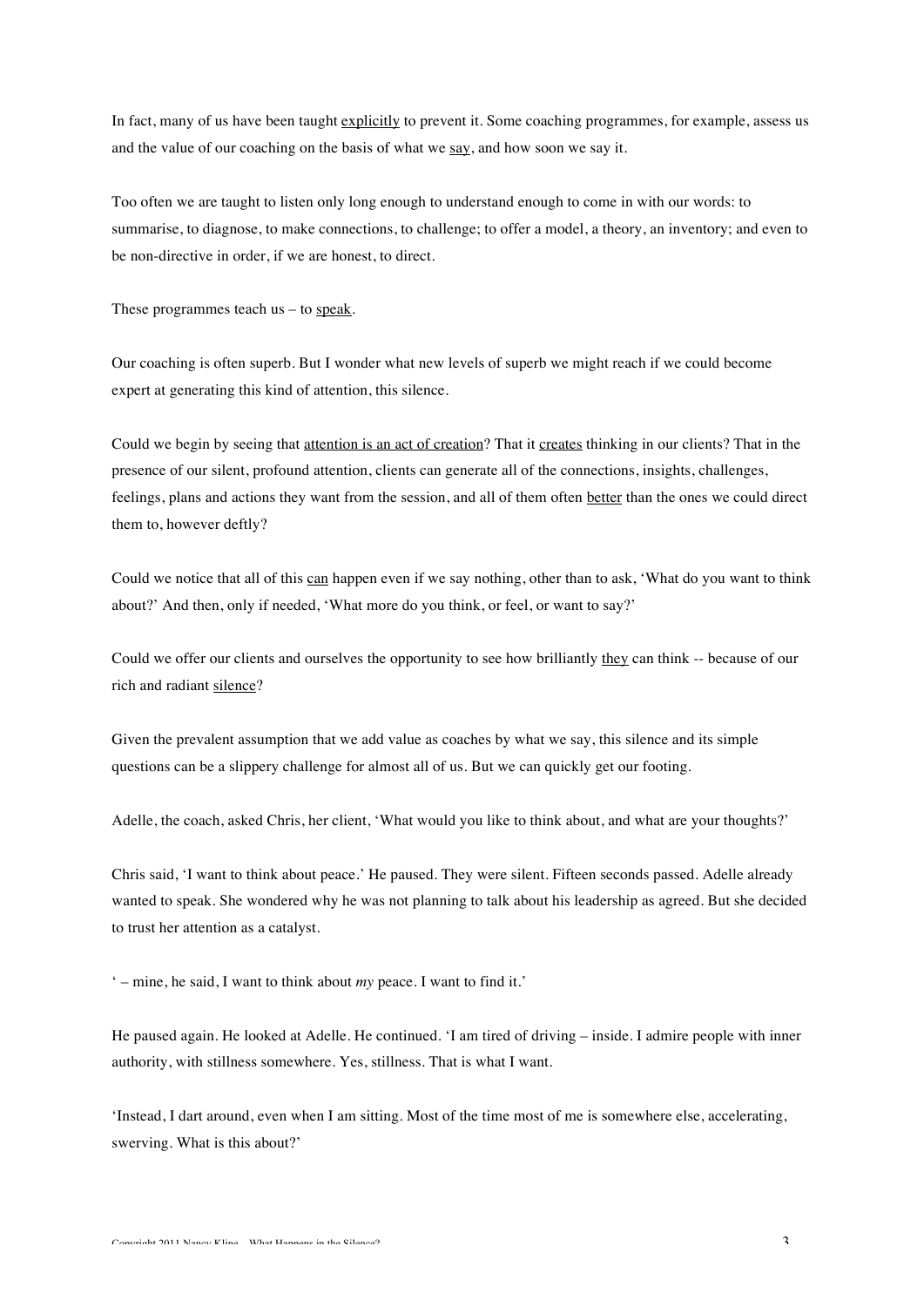In fact, many of us have been taught <u>explicitly</u> to prevent it. Some coaching programmes, for example, assess us and the value of our coaching on the basis of what we <u>say</u>, and how soon we say it.

Too often we are taught to listen only long enough to understand enough to come in with our words: to summarise, to diagnose, to make connections, to challenge; to offer a model, a theory, an inventory; and even to be non-directive in order, if we are honest, to direct.

These programmes teach us – to <u>speak</u>.

Our coaching is often superb. But I wonder what new levels of superb we might reach if we could become expert at generating this kind of attention, this silence.

Could we begin by seeing that <u>attention is an act of creation</u>? That it <u>creates</u> thinking in our clients? That in the presence of our silent, profound attention, clients can generate all of the connections, insights, challenges, feelings, plans and actions they want from the session, and all of them often <u>better</u> than the ones we could direct them to, however deftly?

Could we notice that all of this <u>can</u> happen even if we say nothing, other than to ask, 'What do you want to think about?' And then, only if needed, 'What more do you think, or feel, or want to say?'

Could we offer our clients and ourselves the opportunity to see how brilliantly <u>they</u> can think -- because of our rich and radiant <u>silence</u>?

Given the prevalent assumption that we add value as coaches by what we say, this silence and its simple questions can be a slippery challenge for almost all of us. But we can quickly get our footing.

Adelle, the coach, asked Chris, her client, 'What would you like to think about, and what are your thoughts?'

Chris said, 'I want to think about peace.' He paused. They were silent. Fifteen seconds passed. Adelle already wanted to speak. She wondered why he was not planning to talk about his leadership as agreed. But she decided to trust her attention as a catalyst.

' – mine, he said, I want to think about *my* peace. I want to find it.'

He paused again. He looked at Adelle. He continued. 'I am tired of driving – inside. I admire people with inner authority, with stillness somewhere. Yes, stillness. That is what I want.

'Instead, I dart around, even when I am sitting. Most of the time most of me is somewhere else, accelerating, swerving. What is this about?'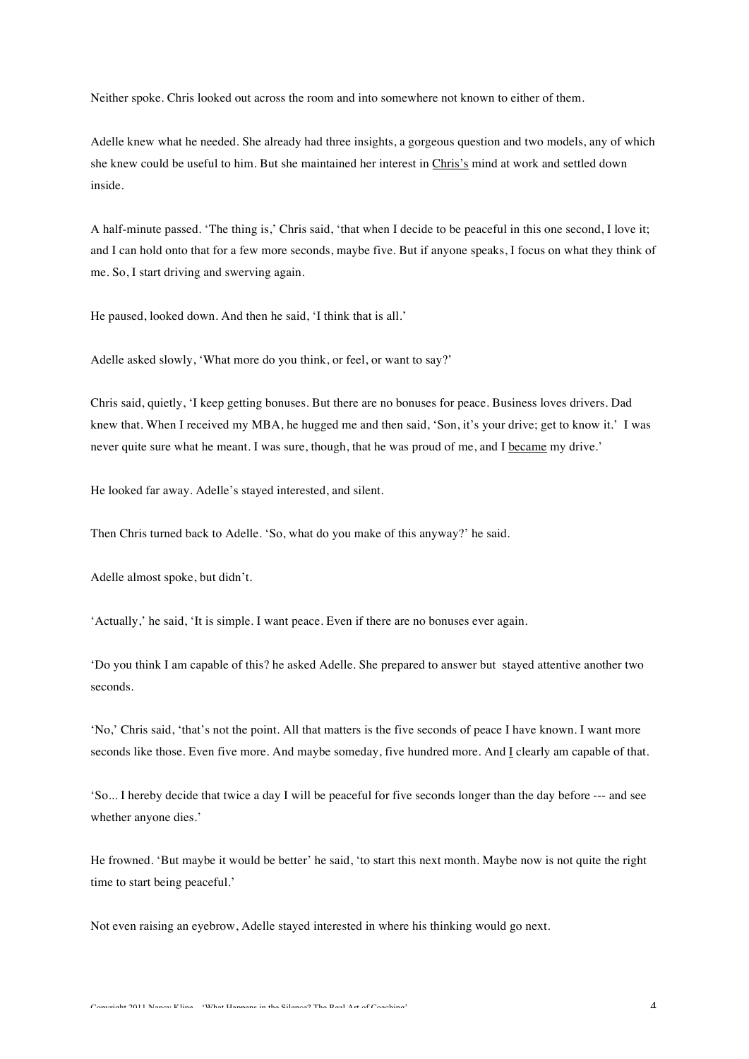Neither spoke. Chris looked out across the room and into somewhere not known to either of them.

Adelle knew what he needed. She already had three insights, a gorgeous question and two models, any of which she knew could be useful to him. But she maintained her interest in <u>Chris's</u> mind at work and settled down inside.

A half-minute passed. 'The thing is,' Chris said, 'that when I decide to be peaceful in this one second, I love it; and I can hold onto that for a few more seconds, maybe five. But if anyone speaks, I focus on what they think of me. So, I start driving and swerving again.

He paused, looked down. And then he said, 'I think that is all.'

Adelle asked slowly, 'What more do you think, or feel, or want to say?'

Chris said, quietly, 'I keep getting bonuses. But there are no bonuses for peace. Business loves drivers. Dad knew that. When I received my MBA, he hugged me and then said, 'Son, it's your drive; get to know it.' I was never quite sure what he meant. I was sure, though, that he was proud of me, and I <u>became</u> my drive.'

He looked far away. Adelle's stayed interested, and silent.

Then Chris turned back to Adelle. 'So, what do you make of this anyway?' he said.

Adelle almost spoke, but didn't.

'Actually,' he said, 'It is simple. I want peace. Even if there are no bonuses ever again.

'Do you think I am capable of this? he asked Adelle. She prepared to answer but stayed attentive another two seconds.

'No,' Chris said, 'that's not the point. All that matters is the five seconds of peace I have known. I want more seconds like those. Even five more. And maybe someday, five hundred more. And <u>I</u> clearly am capable of that.

'So... I hereby decide that twice a day I will be peaceful for five seconds longer than the day before --- and see whether anyone dies.'

He frowned. 'But maybe it would be better' he said, 'to start this next month. Maybe now is not quite the right time to start being peaceful.'

Not even raising an eyebrow, Adelle stayed interested in where his thinking would go next.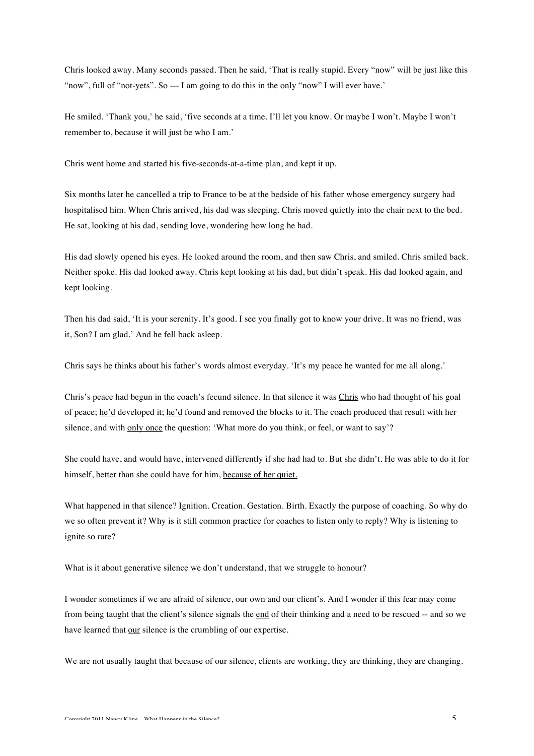Chris looked away. Many seconds passed. Then he said, 'That is really stupid. Every "now" will be just like this "now", full of "not-yets". So --- I am going to do this in the only "now" I will ever have.'

He smiled. 'Thank you,' he said, 'five seconds at a time. I'll let you know. Or maybe I won't. Maybe I won't remember to, because it will just be who I am.'

Chris went home and started his five-seconds-at-a-time plan, and kept it up.

Six months later he cancelled a trip to France to be at the bedside of his father whose emergency surgery had hospitalised him. When Chris arrived, his dad was sleeping. Chris moved quietly into the chair next to the bed. He sat, looking at his dad, sending love, wondering how long he had.

His dad slowly opened his eyes. He looked around the room, and then saw Chris, and smiled. Chris smiled back. Neither spoke. His dad looked away. Chris kept looking at his dad, but didn't speak. His dad looked again, and kept looking.

Then his dad said, 'It is your serenity. It's good. I see you finally got to know your drive. It was no friend, was it, Son? I am glad.' And he fell back asleep.

Chris says he thinks about his father's words almost everyday. 'It's my peace he wanted for me all along.'

Chris's peace had begun in the coach's fecund silence. In that silence it was <u>Chris</u> who had thought of his goal of peace; <u>he'd</u> developed it; <u>he'd</u> found and removed the blocks to it. The coach produced that result with her silence, and with <u>only once</u> the question: 'What more do you think, or feel, or want to say'?

She could have, and would have, intervened differently if she had had to. But she didn't. He was able to do it for himself, better than she could have for him, <u>because of her quiet.</u>

What happened in that silence? Ignition. Creation. Gestation. Birth. Exactly the purpose of coaching. So why do we so often prevent it? Why is it still common practice for coaches to listen only to reply? Why is listening to ignite so rare?

What is it about generative silence we don't understand, that we struggle to honour?

I wonder sometimes if we are afraid of silence, our own and our client's. And I wonder if this fear may come from being taught that the client's silence signals the <u>end</u> of their thinking and a need to be rescued -- and so we have learned that <u>our</u> silence is the crumbling of our expertise.

We are not usually taught that <u>because</u> of our silence, clients are working, they are thinking, they are changing.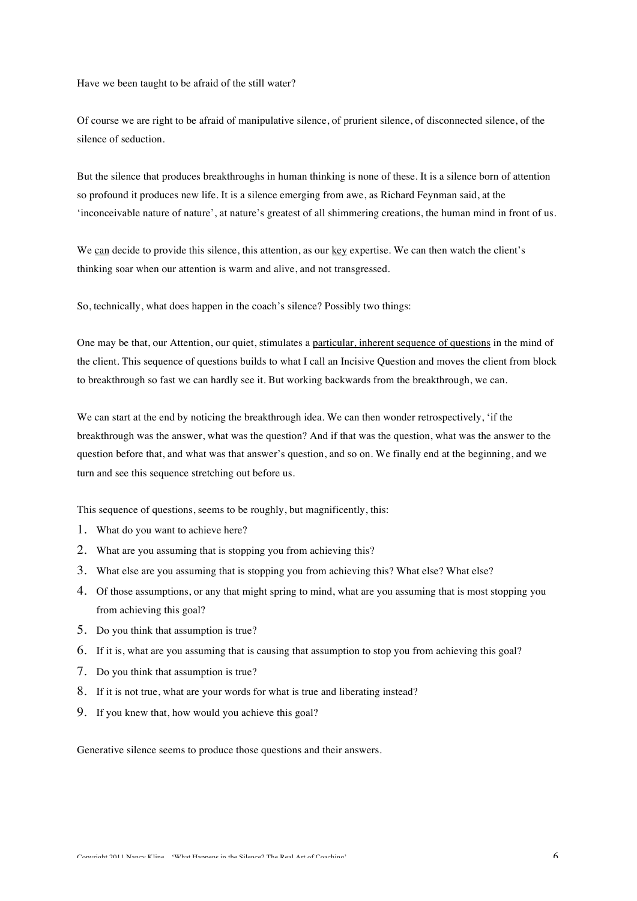Have we been taught to be afraid of the still water?

Of course we are right to be afraid of manipulative silence, of prurient silence, of disconnected silence, of the silence of seduction.

But the silence that produces breakthroughs in human thinking is none of these. It is a silence born of attention so profound it produces new life. It is a silence emerging from awe, as Richard Feynman said, at the 'inconceivable nature of nature', at nature's greatest of all shimmering creations, the human mind in front of us.

We <u>can</u> decide to provide this silence, this attention, as our <u>key</u> expertise. We can then watch the client's thinking soar when our attention is warm and alive, and not transgressed.

So, technically, what does happen in the coach's silence? Possibly two things:

One may be that, our Attention, our quiet, stimulates a <u>particular, inherent sequence of questions</u> in the mind of the client. This sequence of questions builds to what I call an Incisive Question and moves the client from block to breakthrough so fast we can hardly see it. But working backwards from the breakthrough, we can.

We can start at the end by noticing the breakthrough idea. We can then wonder retrospectively, 'if the breakthrough was the answer, what was the question? And if that was the question, what was the answer to the question before that, and what was that answer's question, and so on. We finally end at the beginning, and we turn and see this sequence stretching out before us.

This sequence of questions, seems to be roughly, but magnificently, this:

1. What do you want to achieve here?
2. What are you assuming that is stopping you from achieving this?
3. What else are you assuming that is stopping you from achieving this? What else? What else?
4. Of those assumptions, or any that might spring to mind, what are you assuming that is most stopping you from achieving this goal?
5. Do you think that assumption is true?
6. If it is, what are you assuming that is causing that assumption to stop you from achieving this goal?
7. Do you think that assumption is true?
8. If it is not true, what are your words for what is true and liberating instead?
9. If you knew that, how would you achieve this goal?

Generative silence seems to produce those questions and their answers.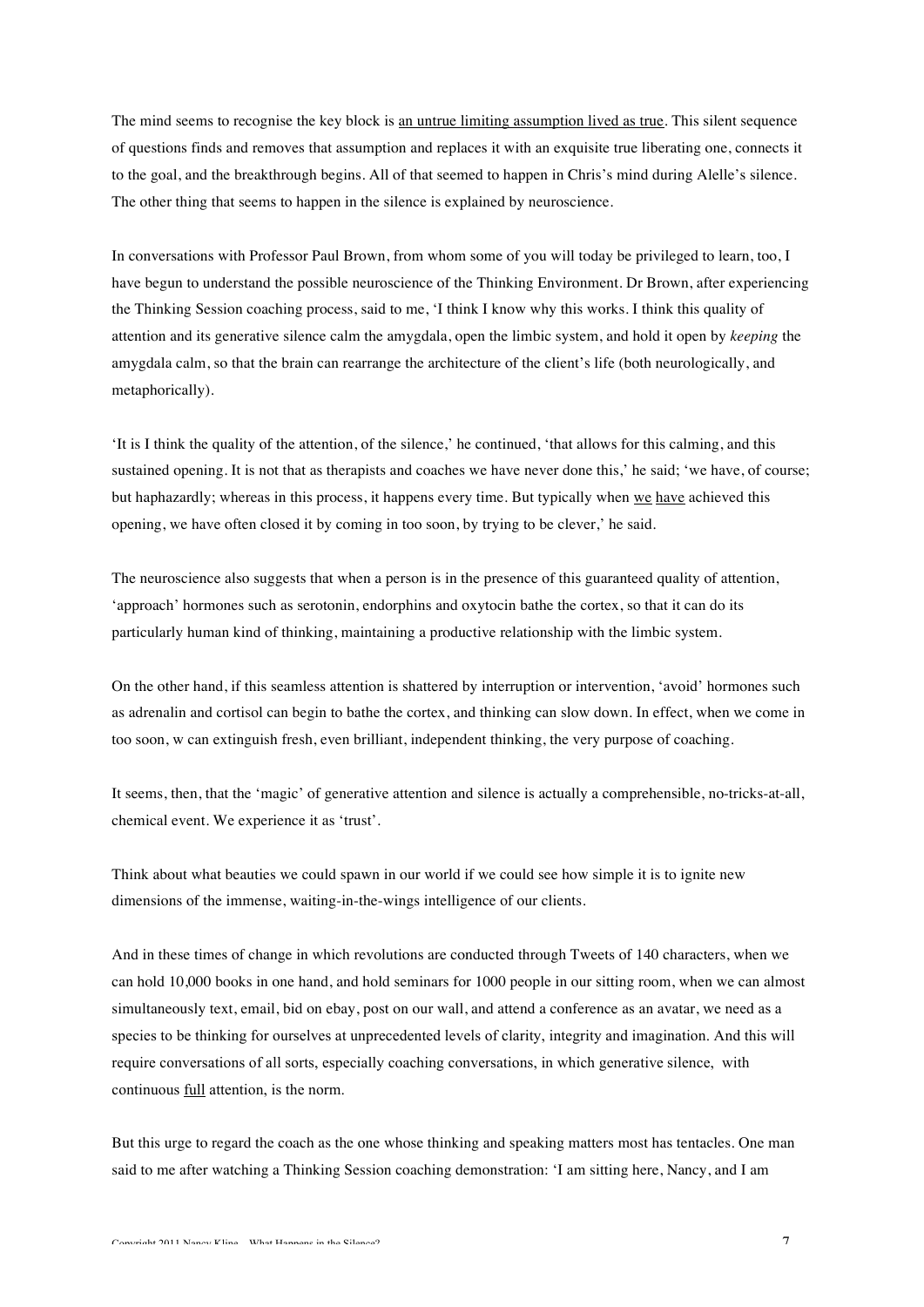The mind seems to recognise the key block is <u>an untrue limiting assumption lived as true</u>. This silent sequence of questions finds and removes that assumption and replaces it with an exquisite true liberating one, connects it to the goal, and the breakthrough begins. All of that seemed to happen in Chris's mind during Alelle's silence. The other thing that seems to happen in the silence is explained by neuroscience.

In conversations with Professor Paul Brown, from whom some of you will today be privileged to learn, too, I have begun to understand the possible neuroscience of the Thinking Environment. Dr Brown, after experiencing the Thinking Session coaching process, said to me, 'I think I know why this works. I think this quality of attention and its generative silence calm the amygdala, open the limbic system, and hold it open by *keeping* the amygdala calm, so that the brain can rearrange the architecture of the client's life (both neurologically, and metaphorically).

'It is I think the quality of the attention, of the silence,' he continued, 'that allows for this calming, and this sustained opening. It is not that as therapists and coaches we have never done this,' he said; 'we have, of course; but haphazardly; whereas in this process, it happens every time. But typically when <u>we</u> <u>have</u> achieved this opening, we have often closed it by coming in too soon, by trying to be clever,' he said.

The neuroscience also suggests that when a person is in the presence of this guaranteed quality of attention, 'approach' hormones such as serotonin, endorphins and oxytocin bathe the cortex, so that it can do its particularly human kind of thinking, maintaining a productive relationship with the limbic system.

On the other hand, if this seamless attention is shattered by interruption or intervention, 'avoid' hormones such as adrenalin and cortisol can begin to bathe the cortex, and thinking can slow down. In effect, when we come in too soon, w can extinguish fresh, even brilliant, independent thinking, the very purpose of coaching.

It seems, then, that the 'magic' of generative attention and silence is actually a comprehensible, no-tricks-at-all, chemical event. We experience it as 'trust'.

Think about what beauties we could spawn in our world if we could see how simple it is to ignite new dimensions of the immense, waiting-in-the-wings intelligence of our clients.

And in these times of change in which revolutions are conducted through Tweets of 140 characters, when we can hold 10,000 books in one hand, and hold seminars for 1000 people in our sitting room, when we can almost simultaneously text, email, bid on ebay, post on our wall, and attend a conference as an avatar, we need as a species to be thinking for ourselves at unprecedented levels of clarity, integrity and imagination. And this will require conversations of all sorts, especially coaching conversations, in which generative silence, with continuous <u>full</u> attention, is the norm.

But this urge to regard the coach as the one whose thinking and speaking matters most has tentacles. One man said to me after watching a Thinking Session coaching demonstration: 'I am sitting here, Nancy, and I am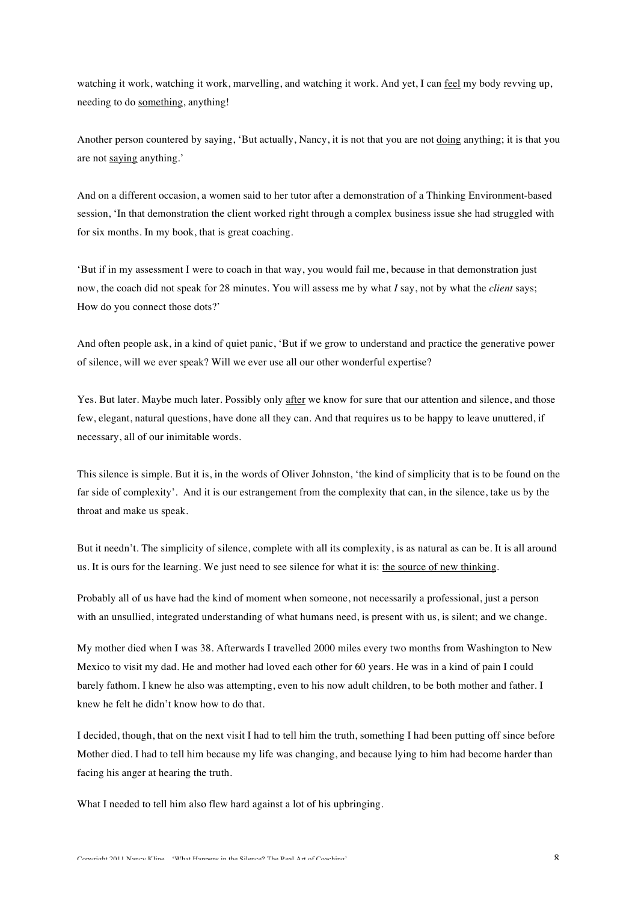watching it work, watching it work, marvelling, and watching it work. And yet, I can <u>feel</u> my body revving up, needing to do <u>something</u>, anything!

Another person countered by saying, 'But actually, Nancy, it is not that you are not <u>doing</u> anything; it is that you are not <u>saying</u> anything.'

And on a different occasion, a women said to her tutor after a demonstration of a Thinking Environment-based session, 'In that demonstration the client worked right through a complex business issue she had struggled with for six months. In my book, that is great coaching.

'But if in my assessment I were to coach in that way, you would fail me, because in that demonstration just now, the coach did not speak for 28 minutes. You will assess me by what *I* say, not by what the *client* says; How do you connect those dots?'

And often people ask, in a kind of quiet panic, 'But if we grow to understand and practice the generative power of silence, will we ever speak? Will we ever use all our other wonderful expertise?

Yes. But later. Maybe much later. Possibly only <u>after</u> we know for sure that our attention and silence, and those few, elegant, natural questions, have done all they can. And that requires us to be happy to leave unuttered, if necessary, all of our inimitable words.

This silence is simple. But it is, in the words of Oliver Johnston, 'the kind of simplicity that is to be found on the far side of complexity'. And it is our estrangement from the complexity that can, in the silence, take us by the throat and make us speak.

But it needn't. The simplicity of silence, complete with all its complexity, is as natural as can be. It is all around us. It is ours for the learning. We just need to see silence for what it is: <u>the source of new thinking</u>.

Probably all of us have had the kind of moment when someone, not necessarily a professional, just a person with an unsullied, integrated understanding of what humans need, is present with us, is silent; and we change.

My mother died when I was 38. Afterwards I travelled 2000 miles every two months from Washington to New Mexico to visit my dad. He and mother had loved each other for 60 years. He was in a kind of pain I could barely fathom. I knew he also was attempting, even to his now adult children, to be both mother and father. I knew he felt he didn't know how to do that.

I decided, though, that on the next visit I had to tell him the truth, something I had been putting off since before Mother died. I had to tell him because my life was changing, and because lying to him had become harder than facing his anger at hearing the truth.

What I needed to tell him also flew hard against a lot of his upbringing.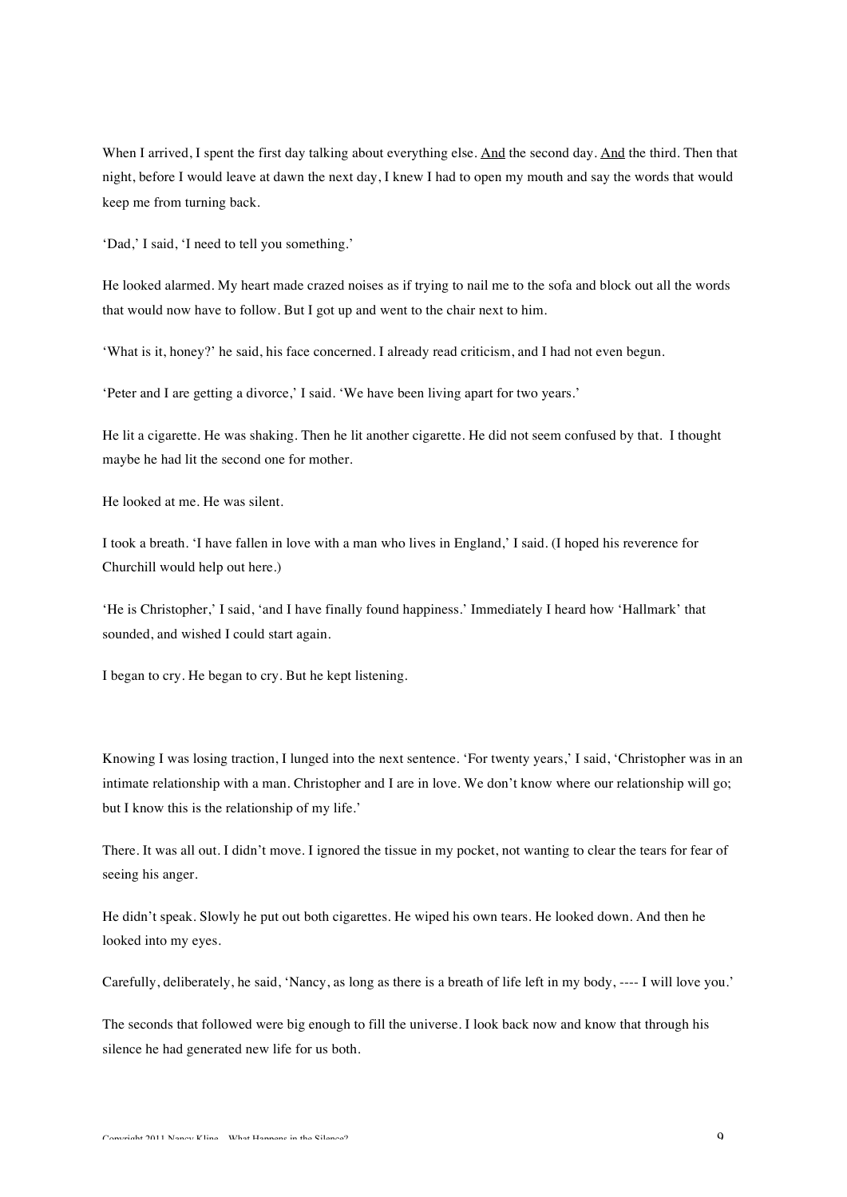When I arrived, I spent the first day talking about everything else. <u>And</u> the second day. <u>And</u> the third. Then that night, before I would leave at dawn the next day, I knew I had to open my mouth and say the words that would keep me from turning back.

'Dad,' I said, 'I need to tell you something.'

He looked alarmed. My heart made crazed noises as if trying to nail me to the sofa and block out all the words that would now have to follow. But I got up and went to the chair next to him.

'What is it, honey?' he said, his face concerned. I already read criticism, and I had not even begun.

'Peter and I are getting a divorce,' I said. 'We have been living apart for two years.'

He lit a cigarette. He was shaking. Then he lit another cigarette. He did not seem confused by that. I thought maybe he had lit the second one for mother.

He looked at me. He was silent.

I took a breath. 'I have fallen in love with a man who lives in England,' I said. (I hoped his reverence for Churchill would help out here.)

'He is Christopher,' I said, 'and I have finally found happiness.' Immediately I heard how 'Hallmark' that sounded, and wished I could start again.

I began to cry. He began to cry. But he kept listening.

Knowing I was losing traction, I lunged into the next sentence. 'For twenty years,' I said, 'Christopher was in an intimate relationship with a man. Christopher and I are in love. We don't know where our relationship will go; but I know this is the relationship of my life.'

There. It was all out. I didn't move. I ignored the tissue in my pocket, not wanting to clear the tears for fear of seeing his anger.

He didn't speak. Slowly he put out both cigarettes. He wiped his own tears. He looked down. And then he looked into my eyes.

Carefully, deliberately, he said, 'Nancy, as long as there is a breath of life left in my body, ---- I will love you.'

The seconds that followed were big enough to fill the universe. I look back now and know that through his silence he had generated new life for us both.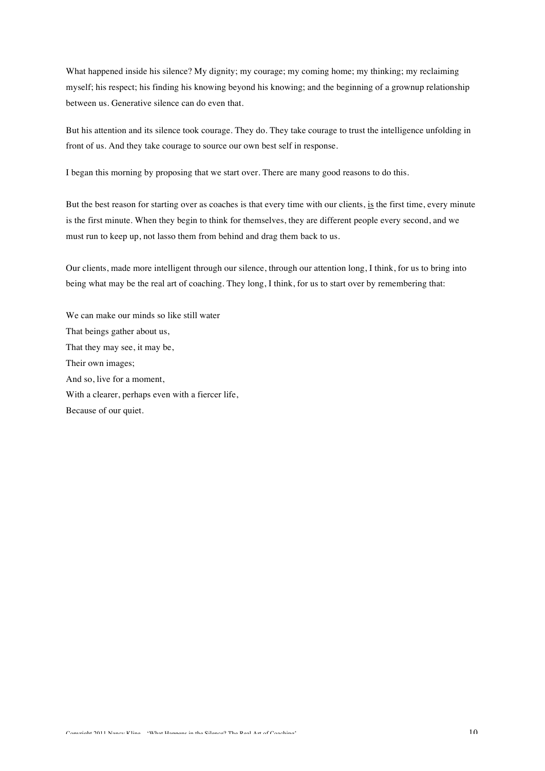What happened inside his silence? My dignity; my courage; my coming home; my thinking; my reclaiming myself; his respect; his finding his knowing beyond his knowing; and the beginning of a grownup relationship between us. Generative silence can do even that.

But his attention and its silence took courage. They do. They take courage to trust the intelligence unfolding in front of us. And they take courage to source our own best self in response.

I began this morning by proposing that we start over. There are many good reasons to do this.

But the best reason for starting over as coaches is that every time with our clients, <u>is</u> the first time, every minute is the first minute. When they begin to think for themselves, they are different people every second, and we must run to keep up, not lasso them from behind and drag them back to us.

Our clients, made more intelligent through our silence, through our attention long, I think, for us to bring into being what may be the real art of coaching. They long, I think, for us to start over by remembering that:

We can make our minds so like still water  
That beings gather about us,  
That they may see, it may be,  
Their own images;  
And so, live for a moment,  
With a clearer, perhaps even with a fiercer life,  
Because of our quiet.